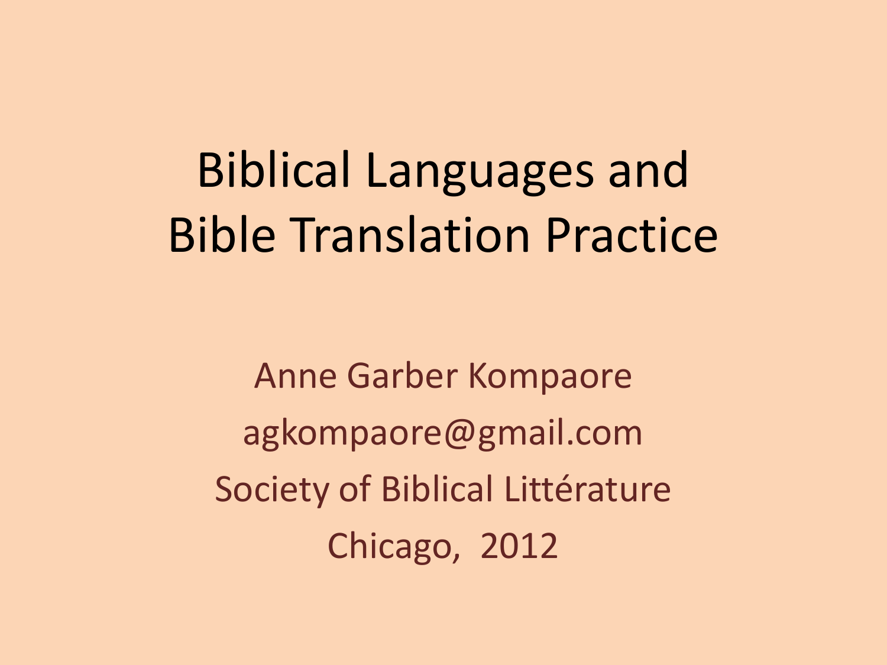# Biblical Languages and Bible Translation Practice

Anne Garber Kompaore

agkompaore@gmail.com

Society of Biblical Littérature

Chicago, 2012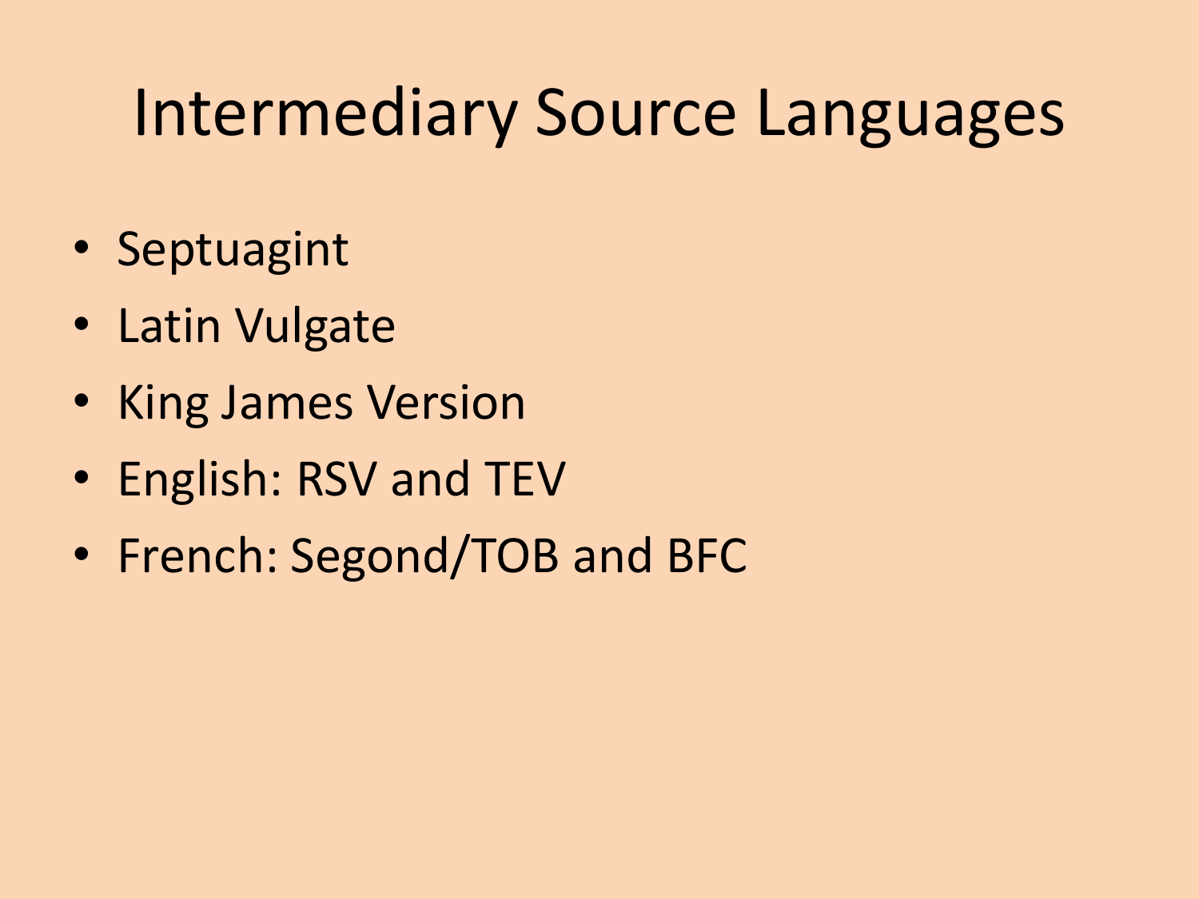# Intermediary Source Languages

- Septuagint
- Latin Vulgate
- King James Version
- English: RSV and TEV
- French: Segond/TOB and BFC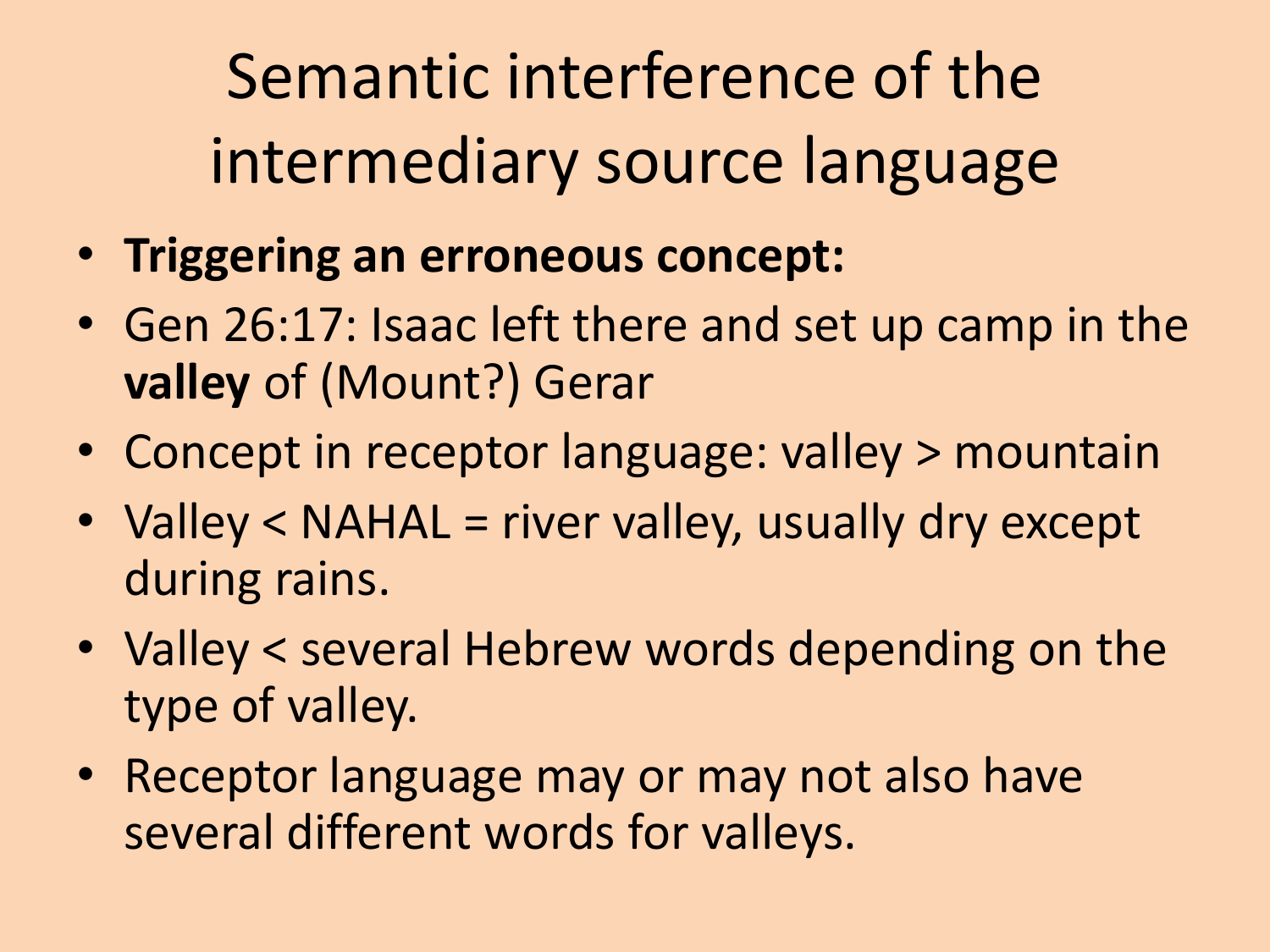# Semantic interference of the intermediary source language

- **Triggering an erroneous concept:**
- Gen 26:17: Isaac left there and set up camp in the **valley** of (Mount?) Gerar
- Concept in receptor language: valley > mountain
- Valley < NAHAL = river valley, usually dry except during rains.
- Valley < several Hebrew words depending on the type of valley.
- Receptor language may or may not also have several different words for valleys.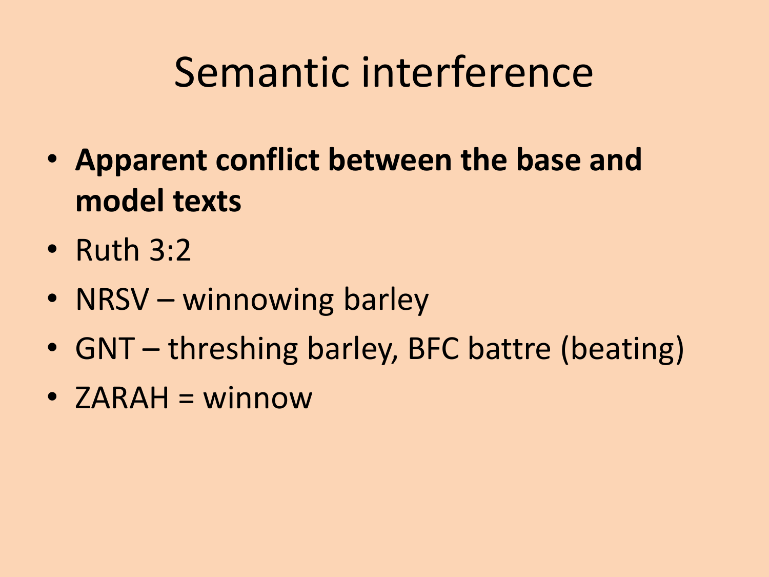# Semantic interference

- **Apparent conflict between the base and model texts**
- Ruth 3:2
- NRSV – winnowing barley
- GNT – threshing barley, BFC battre (beating)
- ZARAH = winnow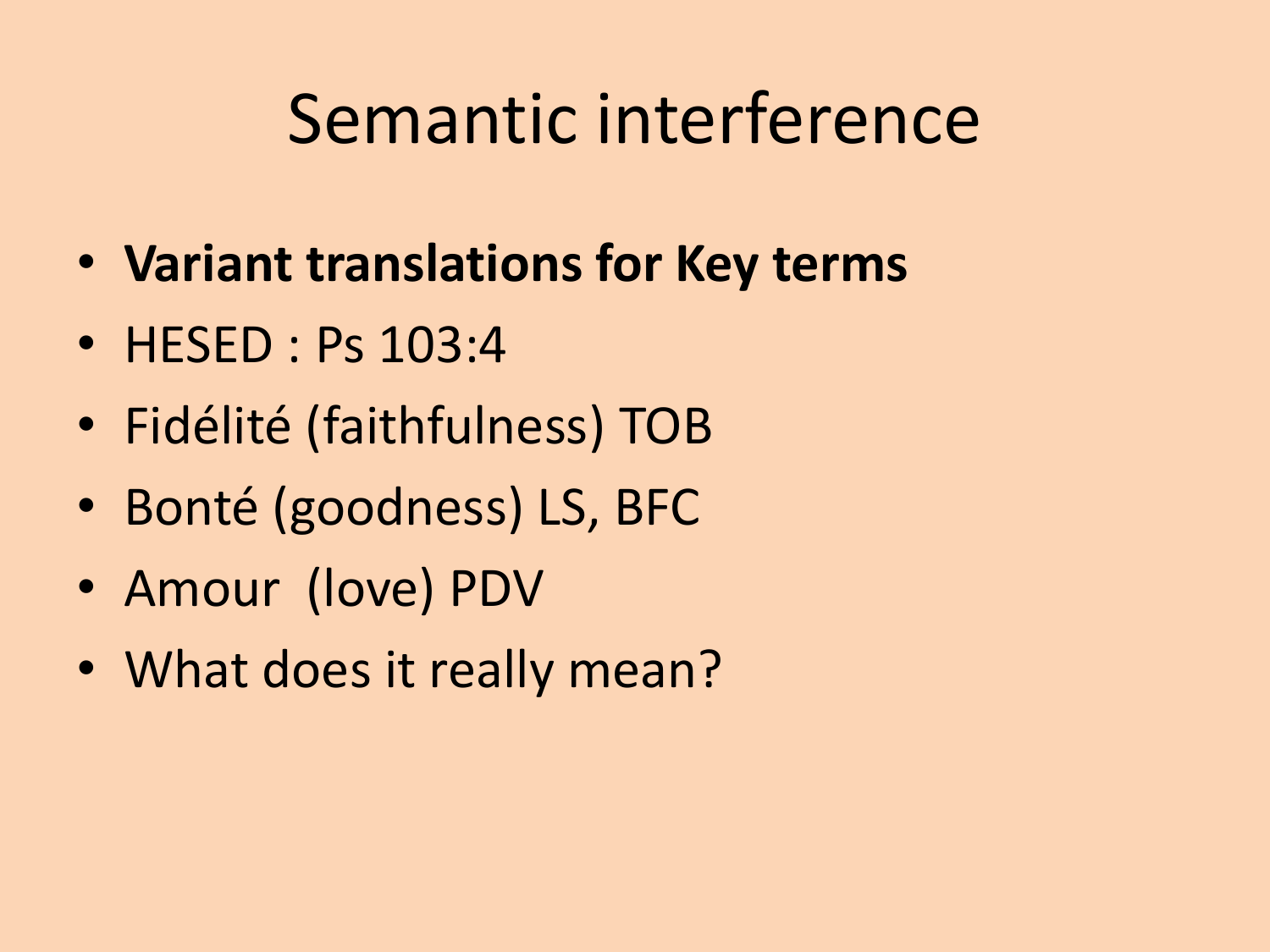# Semantic interference

- **Variant translations for Key terms**
- HESED : Ps 103:4
- Fidélité (faithfulness) TOB
- Bonté (goodness) LS, BFC
- Amour (love) PDV
- What does it really mean?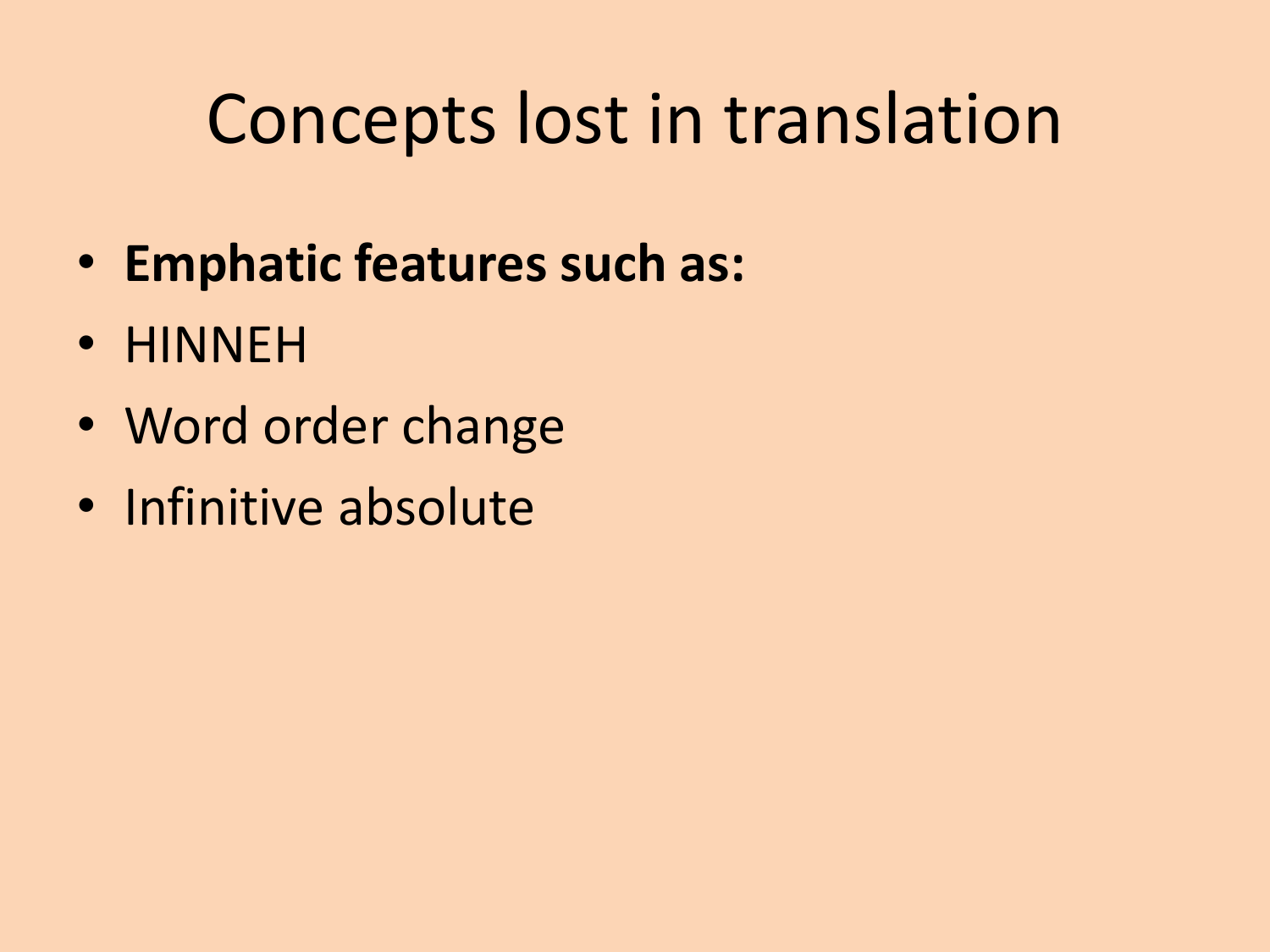# Concepts lost in translation

- **Emphatic features such as:**
- HINNEH
- Word order change
- Infinitive absolute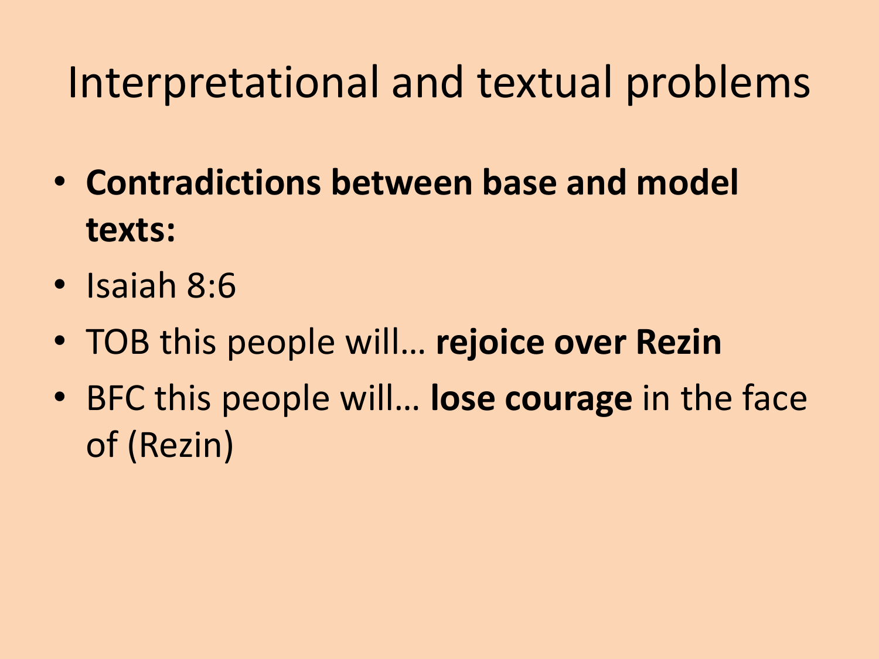# Interpretational and textual problems

- **Contradictions between base and model texts:**
- Isaiah 8:6
- TOB this people will… **rejoice over Rezin**
- BFC this people will… **lose courage** in the face of (Rezin)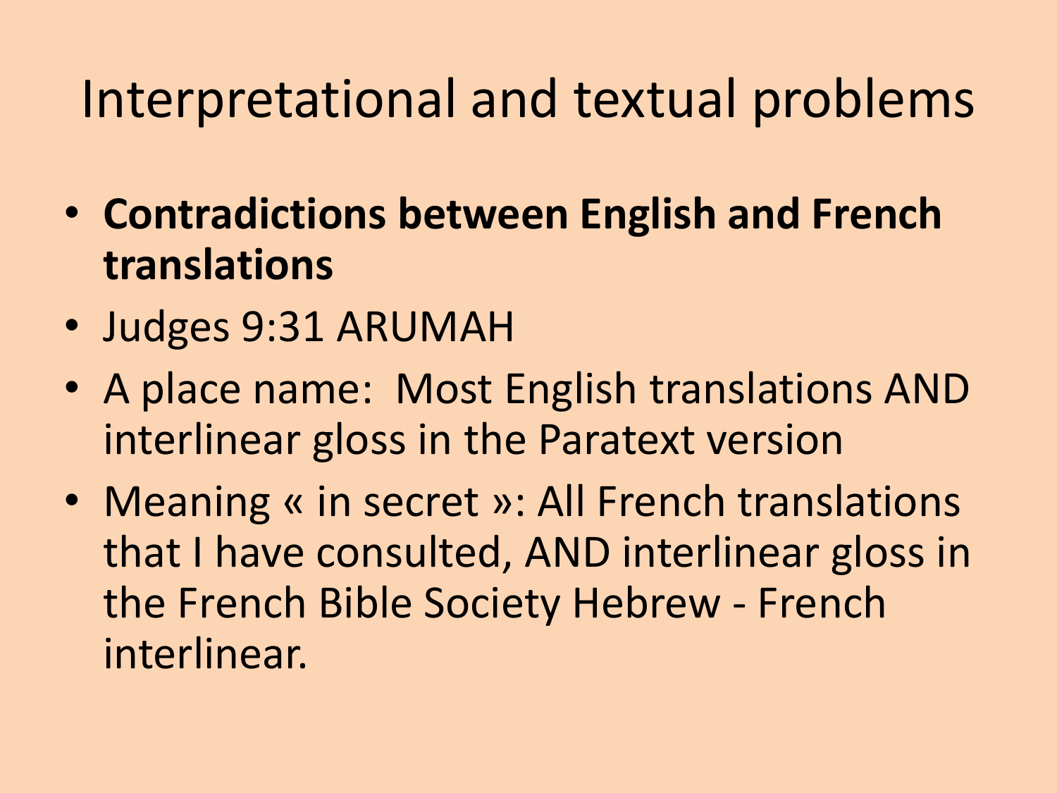# Interpretational and textual problems

- **Contradictions between English and French translations**
- Judges 9:31 ARUMAH
- A place name: Most English translations AND interlinear gloss in the Paratext version
- Meaning « in secret »: All French translations that I have consulted, AND interlinear gloss in the French Bible Society Hebrew - French interlinear.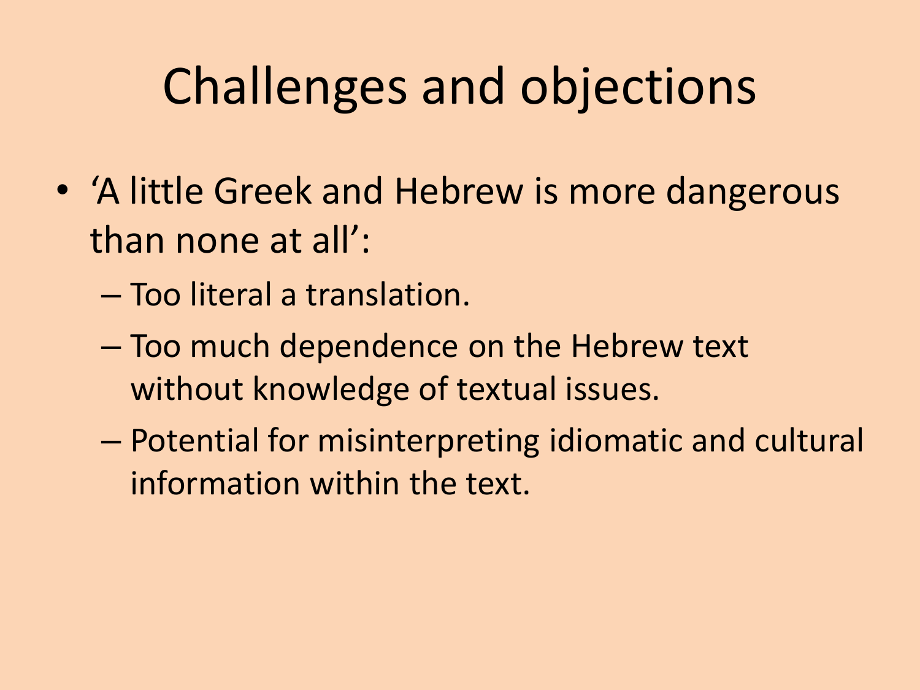# Challenges and objections

- 'A little Greek and Hebrew is more dangerous than none at all':
  - Too literal a translation.
  - Too much dependence on the Hebrew text without knowledge of textual issues.
  - Potential for misinterpreting idiomatic and cultural information within the text.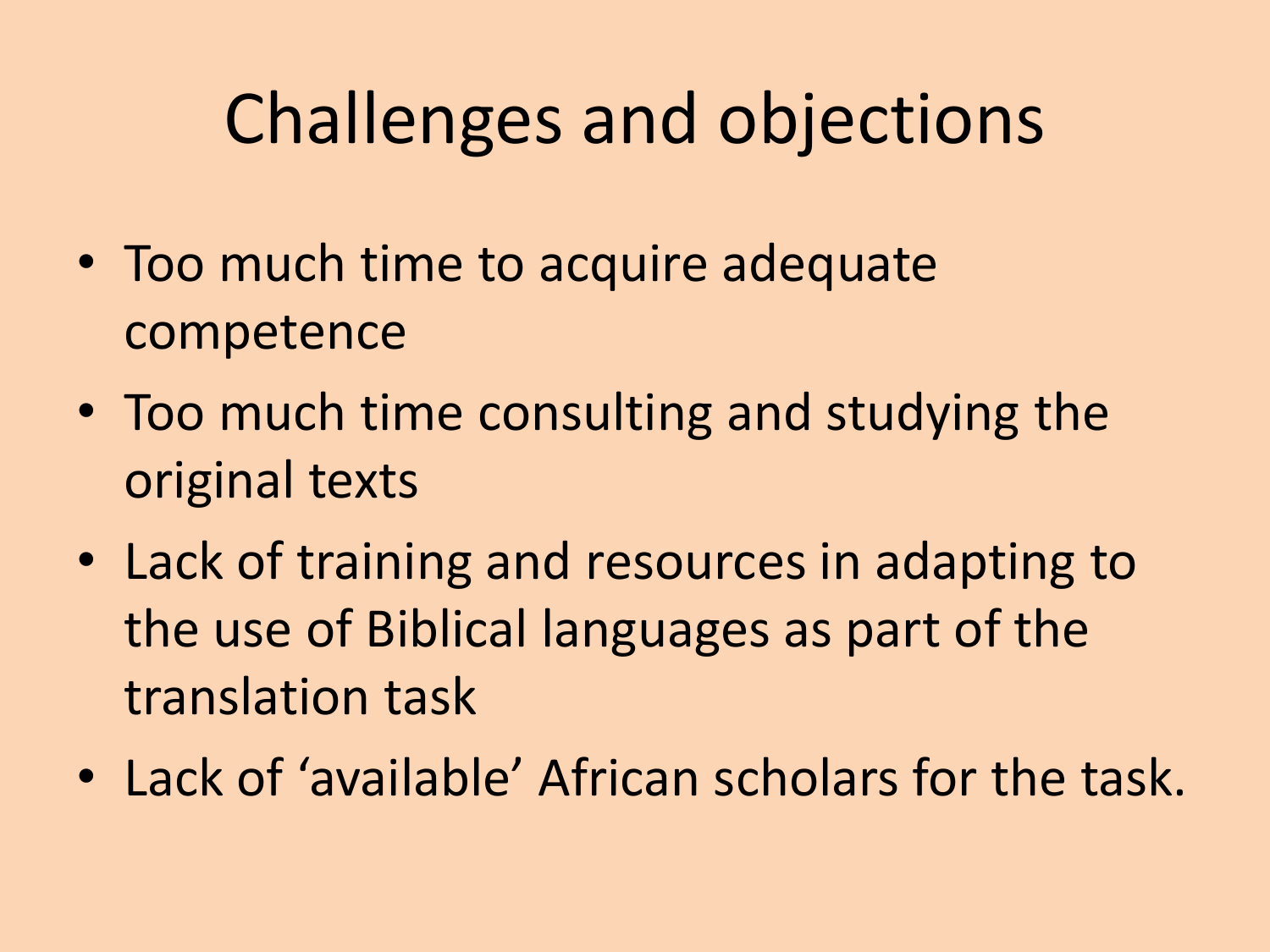# Challenges and objections

- Too much time to acquire adequate competence
- Too much time consulting and studying the original texts
- Lack of training and resources in adapting to the use of Biblical languages as part of the translation task
- Lack of ‘available’ African scholars for the task.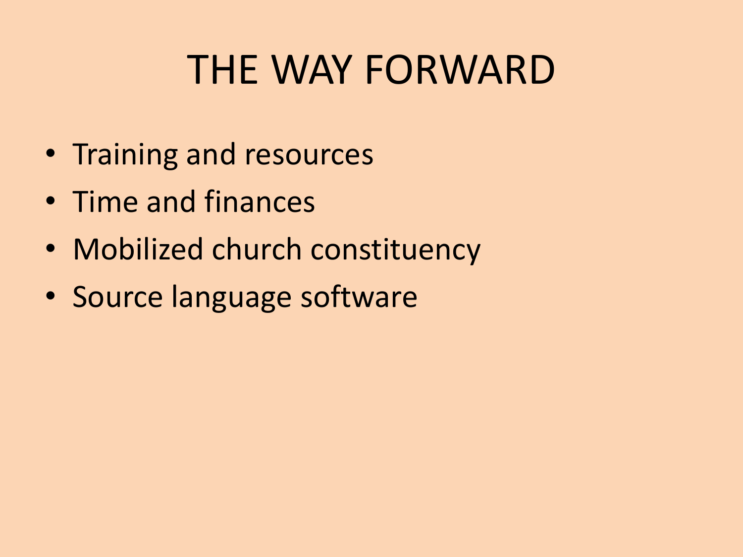# THE WAY FORWARD

- Training and resources
- Time and finances
- Mobilized church constituency
- Source language software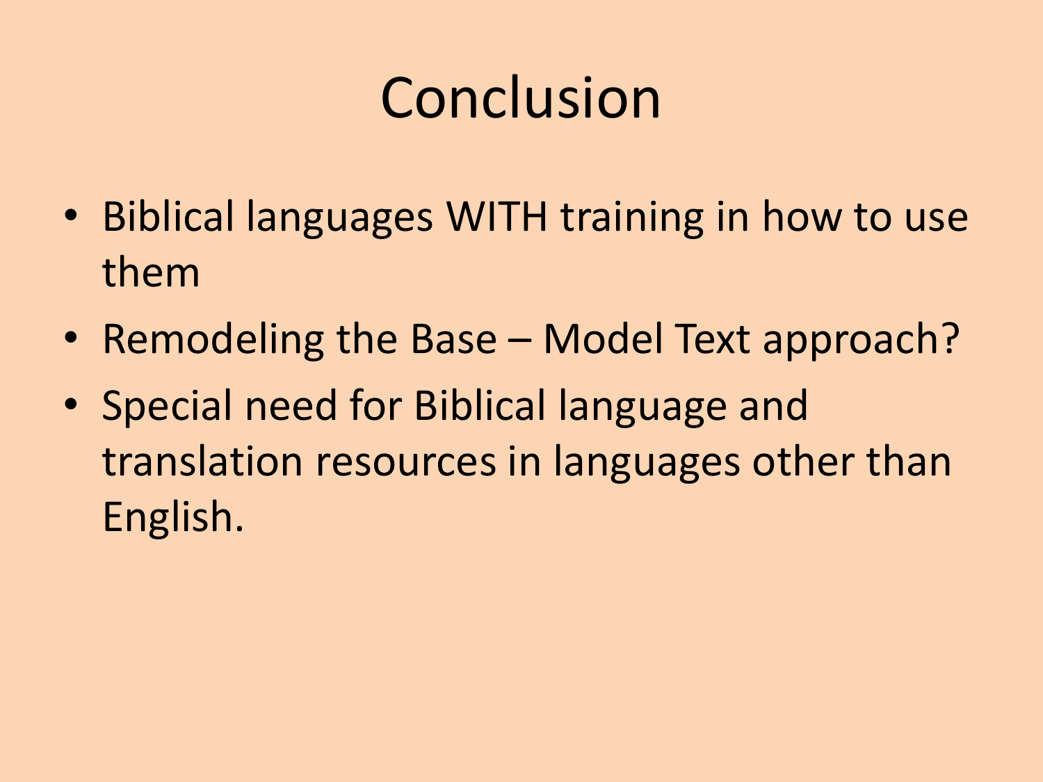# Conclusion

- Biblical languages WITH training in how to use them
- Remodeling the Base – Model Text approach?
- Special need for Biblical language and translation resources in languages other than English.